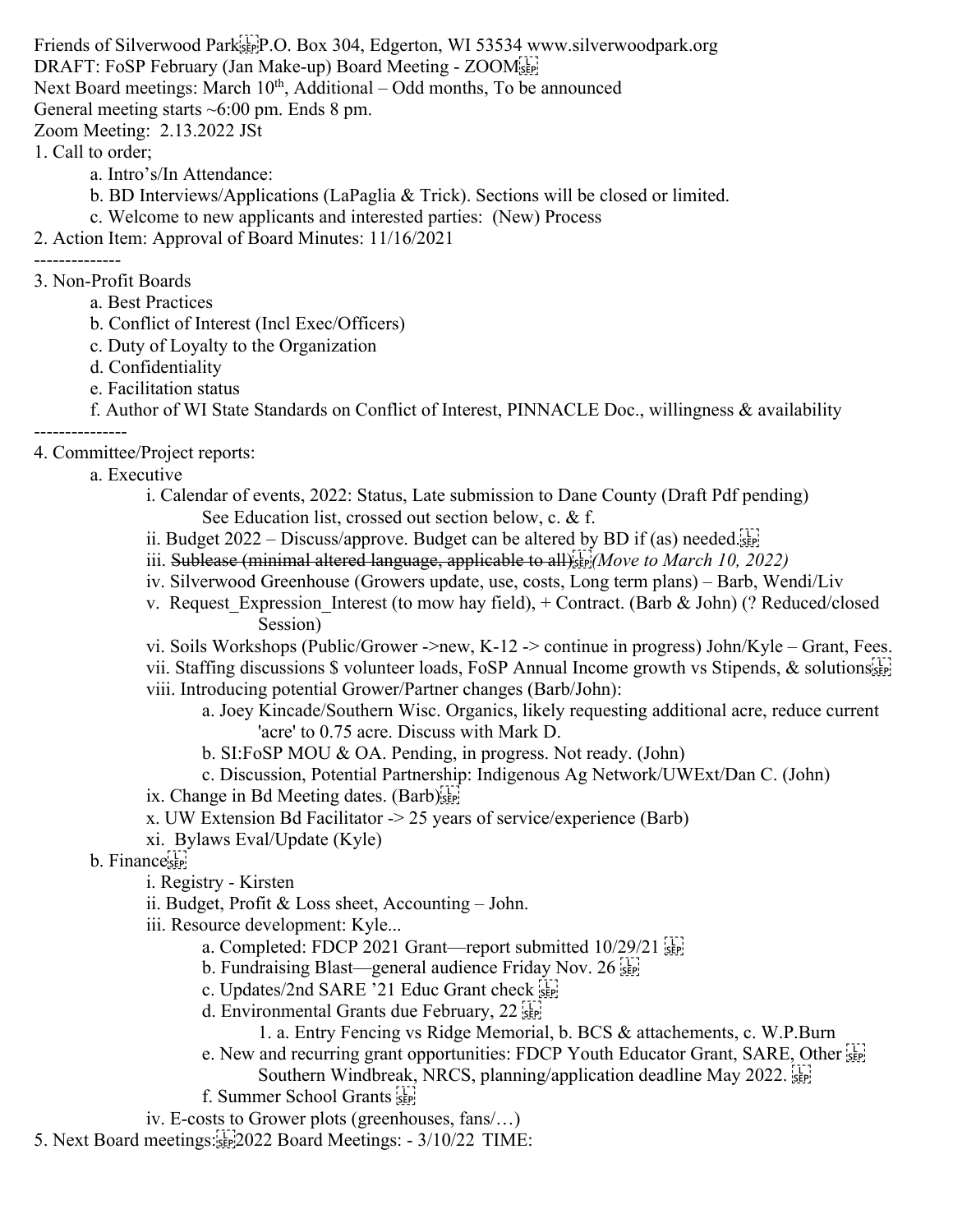Friends of Silverwood Park P.O. Box 304, Edgerton, WI 53534 www.silverwoodpark.org

DRAFT: FoSP February (Jan Make-up) Board Meeting - ZOOM

Next Board meetings: March 10th, Additional – Odd months, To be announced

General meeting starts ~6:00 pm. Ends 8 pm.

Zoom Meeting: 2.13.2022 JSt

1. Call to order;
    - a. Intro's/In Attendance:
    - b. BD Interviews/Applications (LaPaglia & Trick). Sections will be closed or limited.
    - c. Welcome to new applicants and interested parties: (New) Process
2. Action Item: Approval of Board Minutes: 11/16/2021

--------------

3. Non-Profit Boards
    - a. Best Practices
    - b. Conflict of Interest (Incl Exec/Officers)
    - c. Duty of Loyalty to the Organization
    - d. Confidentiality
    - e. Facilitation status
    - f. Author of WI State Standards on Conflict of Interest, PINNACLE Doc., willingness & availability

---------------

4. Committee/Project reports:
    - a. Executive
        - i. Calendar of events, 2022: Status, Late submission to Dane County (Draft Pdf pending) See Education list, crossed out section below, c. & f.
        - ii. Budget 2022 – Discuss/approve. Budget can be altered by BD if (as) needed.
        - iii. ~~Sublease (minimal altered language, applicable to all)~~ *(Move to March 10, 2022)*
        - iv. Silverwood Greenhouse (Growers update, use, costs, Long term plans) – Barb, Wendi/Liv
        - v. Request_Expression_Interest (to mow hay field), + Contract. (Barb & John) (? Reduced/closed Session)
        - vi. Soils Workshops (Public/Grower ->new, K-12 -> continue in progress) John/Kyle – Grant, Fees.
        - vii. Staffing discussions $ volunteer loads, FoSP Annual Income growth vs Stipends, & solutions
        - viii. Introducing potential Grower/Partner changes (Barb/John):
            - a. Joey Kincade/Southern Wisc. Organics, likely requesting additional acre, reduce current 'acre' to 0.75 acre. Discuss with Mark D.
            - b. SI:FoSP MOU & OA. Pending, in progress. Not ready. (John)
            - c. Discussion, Potential Partnership: Indigenous Ag Network/UWExt/Dan C. (John)
        - ix. Change in Bd Meeting dates. (Barb)
        - x. UW Extension Bd Facilitator -> 25 years of service/experience (Barb)
        - xi. Bylaws Eval/Update (Kyle)
    - b. Finance
        - i. Registry - Kirsten
        - ii. Budget, Profit & Loss sheet, Accounting – John.
        - iii. Resource development: Kyle...
            - a. Completed: FDCP 2021 Grant—report submitted 10/29/21
            - b. Fundraising Blast—general audience Friday Nov. 26
            - c. Updates/2nd SARE '21 Educ Grant check
            - d. Environmental Grants due February, 22
                - 1. a. Entry Fencing vs Ridge Memorial, b. BCS & attachements, c. W.P.Burn
            - e. New and recurring grant opportunities: FDCP Youth Educator Grant, SARE, Other Southern Windbreak, NRCS, planning/application deadline May 2022.
            - f. Summer School Grants
        - iv. E-costs to Grower plots (greenhouses, fans/…)
5. Next Board meetings: 2022 Board Meetings: - 3/10/22 TIME: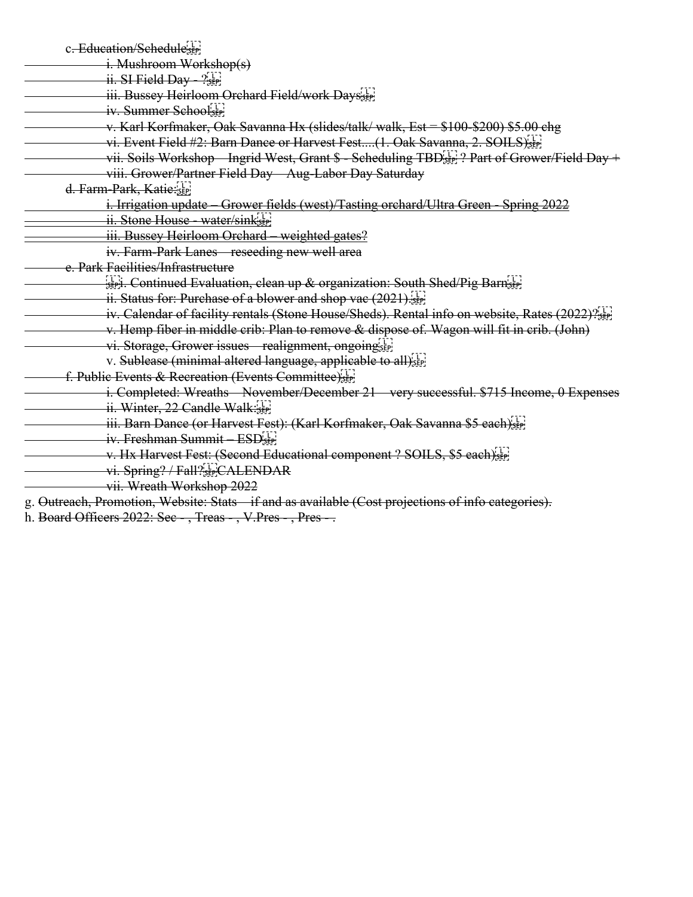c. ~~Education/Schedule~~

- ~~i. Mushroom Workshop(s)~~
- ~~ii. SI Field Day - ?~~
- ~~iii. Bussey Heirloom Orchard Field/work Days~~
- ~~iv. Summer School~~
- ~~v. Karl Korfmaker, Oak Savanna Hx (slides/talk/ walk, Est = $100-$200) $5.00 chg~~
- ~~vi. Event Field #2: Barn Dance or Harvest Fest....(1. Oak Savanna, 2. SOILS)~~
- ~~vii. Soils Workshop – Ingrid West, Grant $ - Scheduling TBD ? Part of Grower/Field Day +~~
- ~~viii. Grower/Partner Field Day – Aug-Labor Day Saturday~~

~~d. Farm-Park, Katie:~~

- ~~i. Irrigation update – Grower fields (west)/Tasting orchard/Ultra Green - Spring 2022~~
- ~~ii. Stone House - water/sink~~
- ~~iii. Bussey Heirloom Orchard – weighted gates?~~
- ~~iv. Farm-Park Lanes – reseeding new well area~~

~~e. Park Facilities/Infrastructure~~

- ~~i. Continued Evaluation, clean up & organization: South Shed/Pig Barn~~
- ~~ii. Status for: Purchase of a blower and shop vac (2021).~~
- ~~iv. Calendar of facility rentals (Stone House/Sheds). Rental info on website, Rates (2022)?~~
- ~~v. Hemp fiber in middle crib: Plan to remove & dispose of. Wagon will fit in crib. (John)~~
- ~~vi. Storage, Grower issues – realignment, ongoing~~
- v. ~~Sublease (minimal altered language, applicable to all)~~

~~f. Public Events & Recreation (Events Committee)~~

- ~~i. Completed: Wreaths – November/December 21 – very successful. $715 Income, 0 Expenses~~
- ~~ii. Winter, 22 Candle Walk:~~
- ~~iii. Barn Dance (or Harvest Fest): (Karl Korfmaker, Oak Savanna $5 each)~~
- ~~iv. Freshman Summit – ESD~~
- ~~v. Hx Harvest Fest: (Second Educational component ? SOILS, $5 each)~~
- ~~vi. Spring? / Fall? CALENDAR~~
- ~~vii. Wreath Workshop 2022~~

g. ~~Outreach, Promotion, Website: Stats – if and as available (Cost projections of info categories).~~

h. ~~Board Officers 2022: Sec - , Treas - , V.Pres - , Pres - .~~